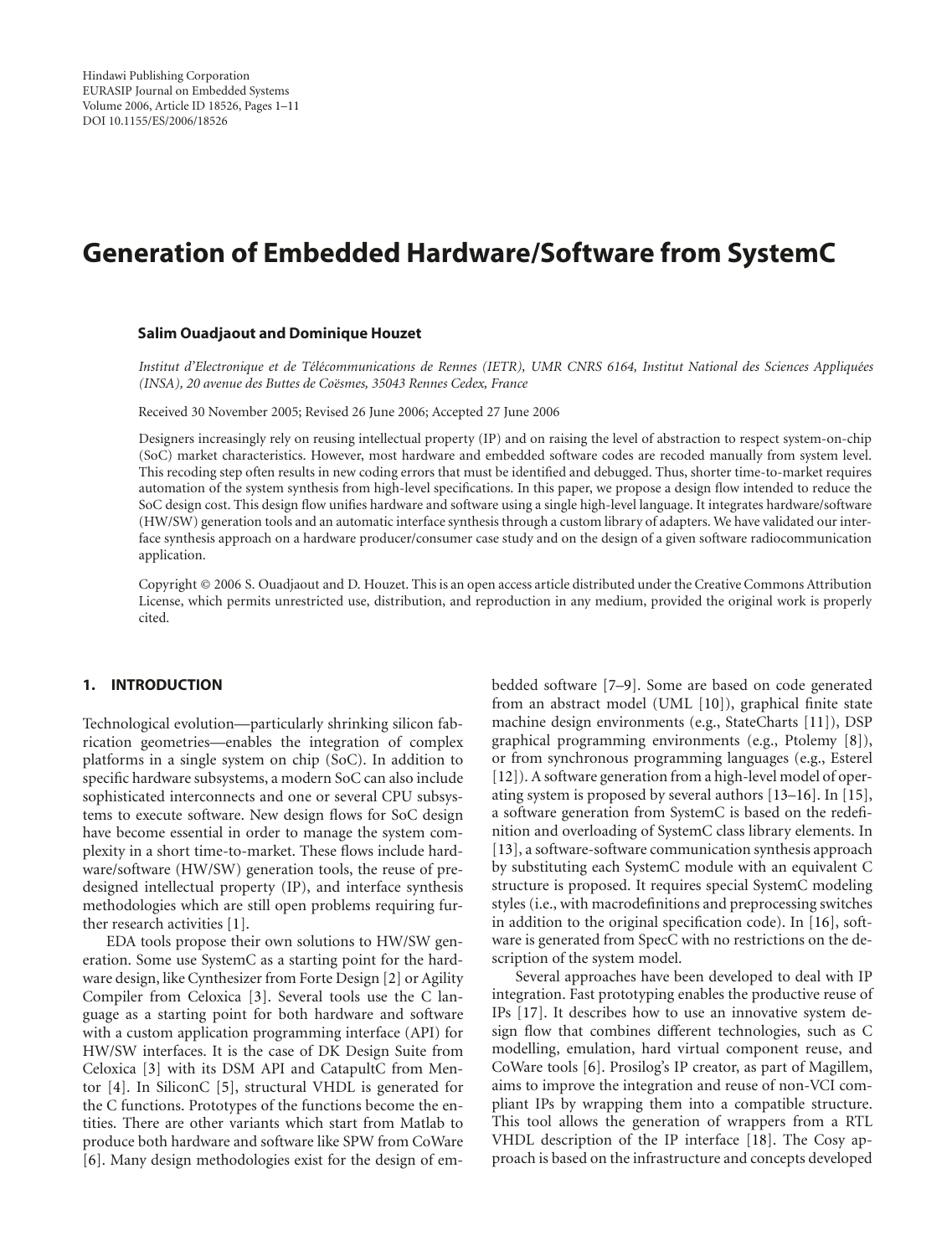Hindawi Publishing Corporation
EURASIP Journal on Embedded Systems
Volume 2006, Article ID 18526, Pages 1–11
DOI 10.1155/ES/2006/18526

# Generation of Embedded Hardware/Software from SystemC

**Salim Ouadjaout and Dominique Houzet**

*Institut d'Electronique et de Télécommunications de Rennes (IETR), UMR CNRS 6164, Institut National des Sciences Appliquées (INSA), 20 avenue des Buttes de Coësmes, 35043 Rennes Cedex, France*

Received 30 November 2005; Revised 26 June 2006; Accepted 27 June 2006

Designers increasingly rely on reusing intellectual property (IP) and on raising the level of abstraction to respect system-on-chip (SoC) market characteristics. However, most hardware and embedded software codes are recoded manually from system level. This recoding step often results in new coding errors that must be identified and debugged. Thus, shorter time-to-market requires automation of the system synthesis from high-level specifications. In this paper, we propose a design flow intended to reduce the SoC design cost. This design flow unifies hardware and software using a single high-level language. It integrates hardware/software (HW/SW) generation tools and an automatic interface synthesis through a custom library of adapters. We have validated our interface synthesis approach on a hardware producer/consumer case study and on the design of a given software radiocommunication application.

Copyright © 2006 S. Ouadjaout and D. Houzet. This is an open access article distributed under the Creative Commons Attribution License, which permits unrestricted use, distribution, and reproduction in any medium, provided the original work is properly cited.

## 1. INTRODUCTION

Technological evolution—particularly shrinking silicon fabrication geometries—enables the integration of complex platforms in a single system on chip (SoC). In addition to specific hardware subsystems, a modern SoC can also include sophisticated interconnects and one or several CPU subsystems to execute software. New design flows for SoC design have become essential in order to manage the system complexity in a short time-to-market. These flows include hardware/software (HW/SW) generation tools, the reuse of predesigned intellectual property (IP), and interface synthesis methodologies which are still open problems requiring further research activities [1].

EDA tools propose their own solutions to HW/SW generation. Some use SystemC as a starting point for the hardware design, like Cynthesizer from Forte Design [2] or Agility Compiler from Celoxica [3]. Several tools use the C language as a starting point for both hardware and software with a custom application programming interface (API) for HW/SW interfaces. It is the case of DK Design Suite from Celoxica [3] with its DSM API and CatapultC from Mentor [4]. In SiliconC [5], structural VHDL is generated for the C functions. Prototypes of the functions become the entities. There are other variants which start from Matlab to produce both hardware and software like SPW from CoWare [6]. Many design methodologies exist for the design of embedded software [7–9]. Some are based on code generated from an abstract model (UML [10]), graphical finite state machine design environments (e.g., StateCharts [11]), DSP graphical programming environments (e.g., Ptolemy [8]), or from synchronous programming languages (e.g., Esterel [12]). A software generation from a high-level model of operating system is proposed by several authors [13–16]. In [15], a software generation from SystemC is based on the redefinition and overloading of SystemC class library elements. In [13], a software-software communication synthesis approach by substituting each SystemC module with an equivalent C structure is proposed. It requires special SystemC modeling styles (i.e., with macrodefinitions and preprocessing switches in addition to the original specification code). In [16], software is generated from SpecC with no restrictions on the description of the system model.

Several approaches have been developed to deal with IP integration. Fast prototyping enables the productive reuse of IPs [17]. It describes how to use an innovative system design flow that combines different technologies, such as C modelling, emulation, hard virtual component reuse, and CoWare tools [6]. Prosilog's IP creator, as part of Magillem, aims to improve the integration and reuse of non-VCI compliant IPs by wrapping them into a compatible structure. This tool allows the generation of wrappers from a RTL VHDL description of the IP interface [18]. The Cosy approach is based on the infrastructure and concepts developed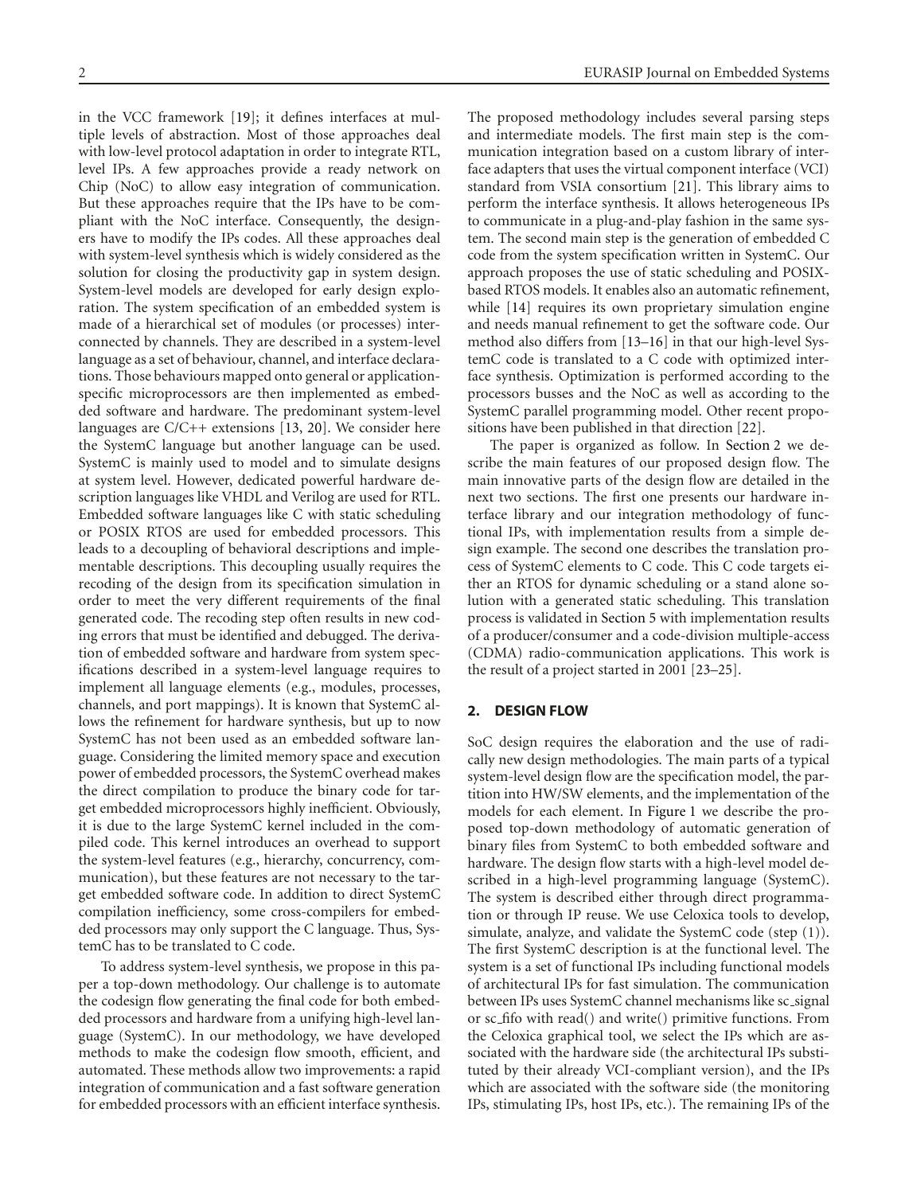in the VCC framework [19]; it defines interfaces at multiple levels of abstraction. Most of those approaches deal with low-level protocol adaptation in order to integrate RTL, level IPs. A few approaches provide a ready network on Chip (NoC) to allow easy integration of communication. But these approaches require that the IPs have to be compliant with the NoC interface. Consequently, the designers have to modify the IPs codes. All these approaches deal with system-level synthesis which is widely considered as the solution for closing the productivity gap in system design. System-level models are developed for early design exploration. The system specification of an embedded system is made of a hierarchical set of modules (or processes) interconnected by channels. They are described in a system-level language as a set of behaviour, channel, and interface declarations. Those behaviours mapped onto general or application-specific microprocessors are then implemented as embedded software and hardware. The predominant system-level languages are C/C++ extensions [13, 20]. We consider here the SystemC language but another language can be used. SystemC is mainly used to model and to simulate designs at system level. However, dedicated powerful hardware description languages like VHDL and Verilog are used for RTL. Embedded software languages like C with static scheduling or POSIX RTOS are used for embedded processors. This leads to a decoupling of behavioral descriptions and implementable descriptions. This decoupling usually requires the recoding of the design from its specification simulation in order to meet the very different requirements of the final generated code. The recoding step often results in new coding errors that must be identified and debugged. The derivation of embedded software and hardware from system specifications described in a system-level language requires to implement all language elements (e.g., modules, processes, channels, and port mappings). It is known that SystemC allows the refinement for hardware synthesis, but up to now SystemC has not been used as an embedded software language. Considering the limited memory space and execution power of embedded processors, the SystemC overhead makes the direct compilation to produce the binary code for target embedded microprocessors highly inefficient. Obviously, it is due to the large SystemC kernel included in the compiled code. This kernel introduces an overhead to support the system-level features (e.g., hierarchy, concurrency, communication), but these features are not necessary to the target embedded software code. In addition to direct SystemC compilation inefficiency, some cross-compilers for embedded processors may only support the C language. Thus, SystemC has to be translated to C code.

To address system-level synthesis, we propose in this paper a top-down methodology. Our challenge is to automate the codesign flow generating the final code for both embedded processors and hardware from a unifying high-level language (SystemC). In our methodology, we have developed methods to make the codesign flow smooth, efficient, and automated. These methods allow two improvements: a rapid integration of communication and a fast software generation for embedded processors with an efficient interface synthesis. The proposed methodology includes several parsing steps and intermediate models. The first main step is the communication integration based on a custom library of interface adapters that uses the virtual component interface (VCI) standard from VSIA consortium [21]. This library aims to perform the interface synthesis. It allows heterogeneous IPs to communicate in a plug-and-play fashion in the same system. The second main step is the generation of embedded C code from the system specification written in SystemC. Our approach proposes the use of static scheduling and POSIX-based RTOS models. It enables also an automatic refinement, while [14] requires its own proprietary simulation engine and needs manual refinement to get the software code. Our method also differs from [13–16] in that our high-level SystemC code is translated to a C code with optimized interface synthesis. Optimization is performed according to the processors busses and the NoC as well as according to the SystemC parallel programming model. Other recent propositions have been published in that direction [22].

The paper is organized as follow. In Section 2 we describe the main features of our proposed design flow. The main innovative parts of the design flow are detailed in the next two sections. The first one presents our hardware interface library and our integration methodology of functional IPs, with implementation results from a simple design example. The second one describes the translation process of SystemC elements to C code. This C code targets either an RTOS for dynamic scheduling or a stand alone solution with a generated static scheduling. This translation process is validated in Section 5 with implementation results of a producer/consumer and a code-division multiple-access (CDMA) radio-communication applications. This work is the result of a project started in 2001 [23–25].

## 2. DESIGN FLOW

SoC design requires the elaboration and the use of radically new design methodologies. The main parts of a typical system-level design flow are the specification model, the partition into HW/SW elements, and the implementation of the models for each element. In Figure 1 we describe the proposed top-down methodology of automatic generation of binary files from SystemC to both embedded software and hardware. The design flow starts with a high-level model described in a high-level programming language (SystemC). The system is described either through direct programmation or through IP reuse. We use Celoxica tools to develop, simulate, analyze, and validate the SystemC code (step (1)). The first SystemC description is at the functional level. The system is a set of functional IPs including functional models of architectural IPs for fast simulation. The communication between IPs uses SystemC channel mechanisms like sc_signal or sc_fifo with read() and write() primitive functions. From the Celoxica graphical tool, we select the IPs which are associated with the hardware side (the architectural IPs substituted by their already VCI-compliant version), and the IPs which are associated with the software side (the monitoring IPs, stimulating IPs, host IPs, etc.). The remaining IPs of the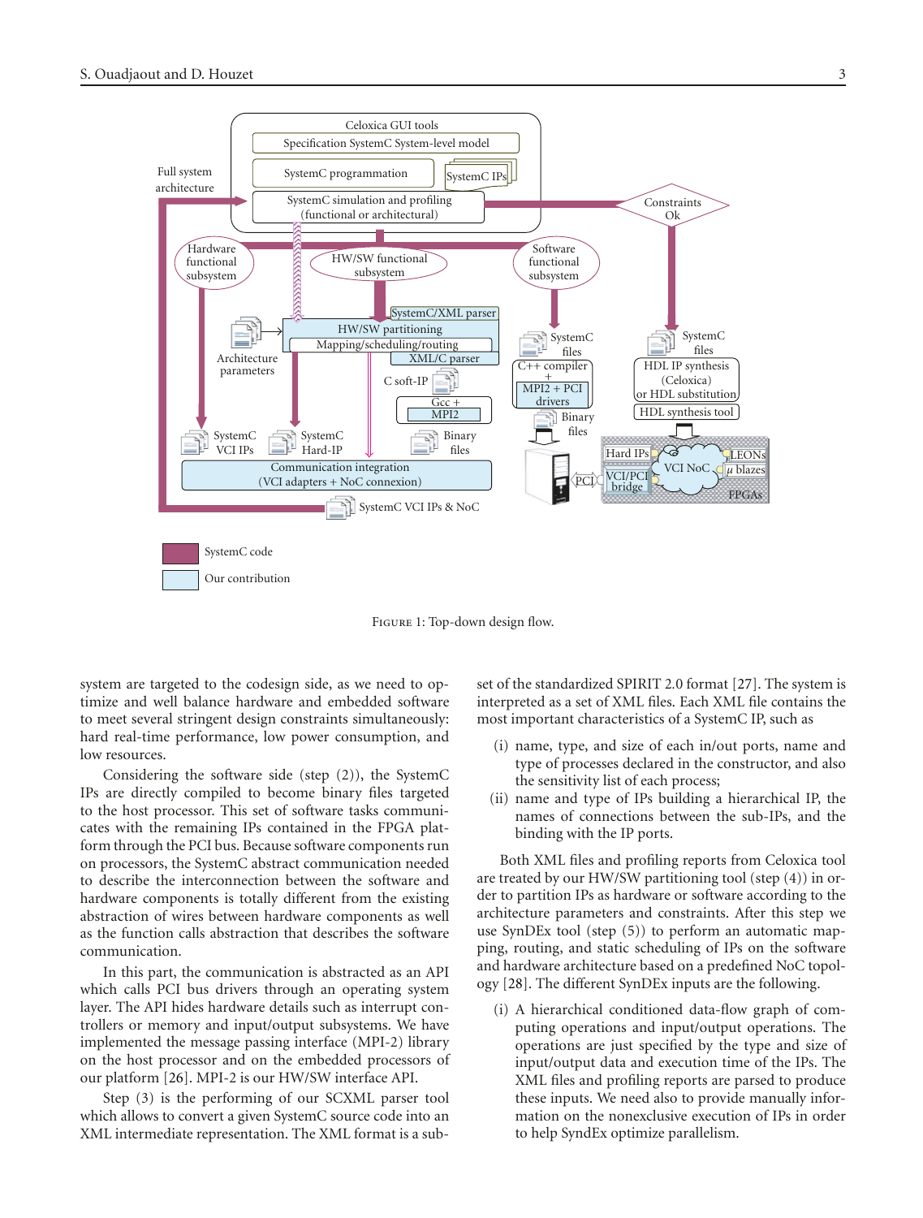Figure 1: Top-down design flow.

system are targeted to the codesign side, as we need to optimize and well balance hardware and embedded software to meet several stringent design constraints simultaneously: hard real-time performance, low power consumption, and low resources.

Considering the software side (step (2)), the SystemC IPs are directly compiled to become binary files targeted to the host processor. This set of software tasks communicates with the remaining IPs contained in the FPGA platform through the PCI bus. Because software components run on processors, the SystemC abstract communication needed to describe the interconnection between the software and hardware components is totally different from the existing abstraction of wires between hardware components as well as the function calls abstraction that describes the software communication.

In this part, the communication is abstracted as an API which calls PCI bus drivers through an operating system layer. The API hides hardware details such as interrupt controllers or memory and input/output subsystems. We have implemented the message passing interface (MPI-2) library on the host processor and on the embedded processors of our platform [26]. MPI-2 is our HW/SW interface API.

Step (3) is the performing of our SCXML parser tool which allows to convert a given SystemC source code into an XML intermediate representation. The XML format is a subset of the standardized SPIRIT 2.0 format [27]. The system is interpreted as a set of XML files. Each XML file contains the most important characteristics of a SystemC IP, such as

(i) name, type, and size of each in/out ports, name and type of processes declared in the constructor, and also the sensitivity list of each process;
(ii) name and type of IPs building a hierarchical IP, the names of connections between the sub-IPs, and the binding with the IP ports.

Both XML files and profiling reports from Celoxica tool are treated by our HW/SW partitioning tool (step (4)) in order to partition IPs as hardware or software according to the architecture parameters and constraints. After this step we use SynDEx tool (step (5)) to perform an automatic mapping, routing, and static scheduling of IPs on the software and hardware architecture based on a predefined NoC topology [28]. The different SynDEx inputs are the following.

(i) A hierarchical conditioned data-flow graph of computing operations and input/output operations. The operations are just specified by the type and size of input/output data and execution time of the IPs. The XML files and profiling reports are parsed to produce these inputs. We need also to provide manually information on the nonexclusive execution of IPs in order to help SyndEx optimize parallelism.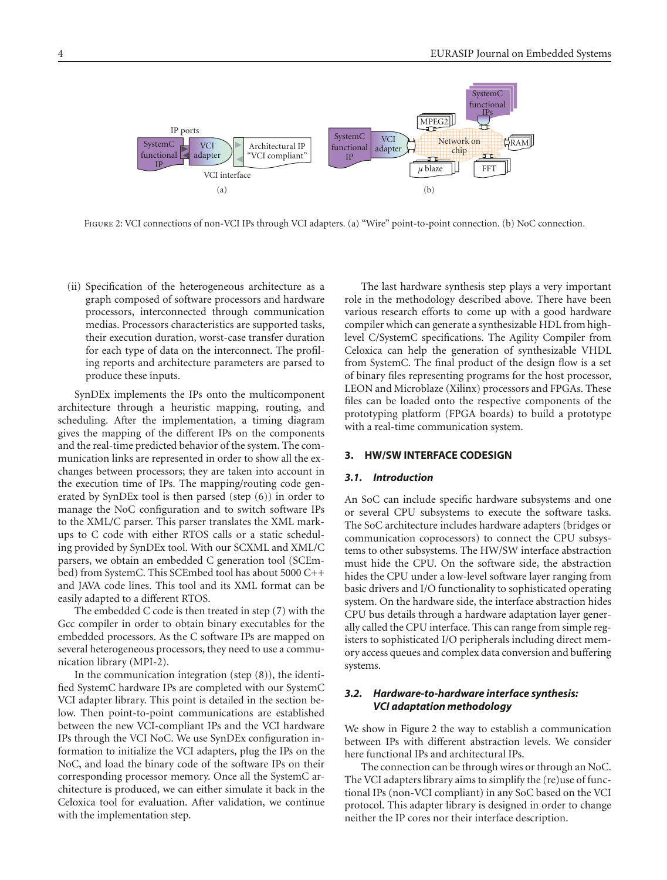FIGURE 2: VCI connections of non-VCI IPs through VCI adapters. (a) "Wire" point-to-point connection. (b) NoC connection.

(ii) Specification of the heterogeneous architecture as a graph composed of software processors and hardware processors, interconnected through communication medias. Processors characteristics are supported tasks, their execution duration, worst-case transfer duration for each type of data on the interconnect. The profiling reports and architecture parameters are parsed to produce these inputs.

SynDEx implements the IPs onto the multicomponent architecture through a heuristic mapping, routing, and scheduling. After the implementation, a timing diagram gives the mapping of the different IPs on the components and the real-time predicted behavior of the system. The communication links are represented in order to show all the exchanges between processors; they are taken into account in the execution time of IPs. The mapping/routing code generated by SynDEx tool is then parsed (step (6)) in order to manage the NoC configuration and to switch software IPs to the XML/C parser. This parser translates the XML markups to C code with either RTOS calls or a static scheduling provided by SynDEx tool. With our SCXML and XML/C parsers, we obtain an embedded C generation tool (SCEmbed) from SystemC. This SCEmbed tool has about 5000 C++ and JAVA code lines. This tool and its XML format can be easily adapted to a different RTOS.

The embedded C code is then treated in step (7) with the Gcc compiler in order to obtain binary executables for the embedded processors. As the C software IPs are mapped on several heterogeneous processors, they need to use a communication library (MPI-2).

In the communication integration (step (8)), the identified SystemC hardware IPs are completed with our SystemC VCI adapter library. This point is detailed in the section below. Then point-to-point communications are established between the new VCI-compliant IPs and the VCI hardware IPs through the VCI NoC. We use SynDEx configuration information to initialize the VCI adapters, plug the IPs on the NoC, and load the binary code of the software IPs on their corresponding processor memory. Once all the SystemC architecture is produced, we can either simulate it back in the Celoxica tool for evaluation. After validation, we continue with the implementation step.

The last hardware synthesis step plays a very important role in the methodology described above. There have been various research efforts to come up with a good hardware compiler which can generate a synthesizable HDL from high-level C/SystemC specifications. The Agility Compiler from Celoxica can help the generation of synthesizable VHDL from SystemC. The final product of the design flow is a set of binary files representing programs for the host processor, LEON and Microblaze (Xilinx) processors and FPGAs. These files can be loaded onto the respective components of the prototyping platform (FPGA boards) to build a prototype with a real-time communication system.

## 3. HW/SW INTERFACE CODESIGN

### 3.1. Introduction

An SoC can include specific hardware subsystems and one or several CPU subsystems to execute the software tasks. The SoC architecture includes hardware adapters (bridges or communication coprocessors) to connect the CPU subsystems to other subsystems. The HW/SW interface abstraction must hide the CPU. On the software side, the abstraction hides the CPU under a low-level software layer ranging from basic drivers and I/O functionality to sophisticated operating system. On the hardware side, the interface abstraction hides CPU bus details through a hardware adaptation layer generally called the CPU interface. This can range from simple registers to sophisticated I/O peripherals including direct memory access queues and complex data conversion and buffering systems.

### 3.2. Hardware-to-hardware interface synthesis: VCI adaptation methodology

We show in Figure 2 the way to establish a communication between IPs with different abstraction levels. We consider here functional IPs and architectural IPs.

The connection can be through wires or through an NoC. The VCI adapters library aims to simplify the (re)use of functional IPs (non-VCI compliant) in any SoC based on the VCI protocol. This adapter library is designed in order to change neither the IP cores nor their interface description.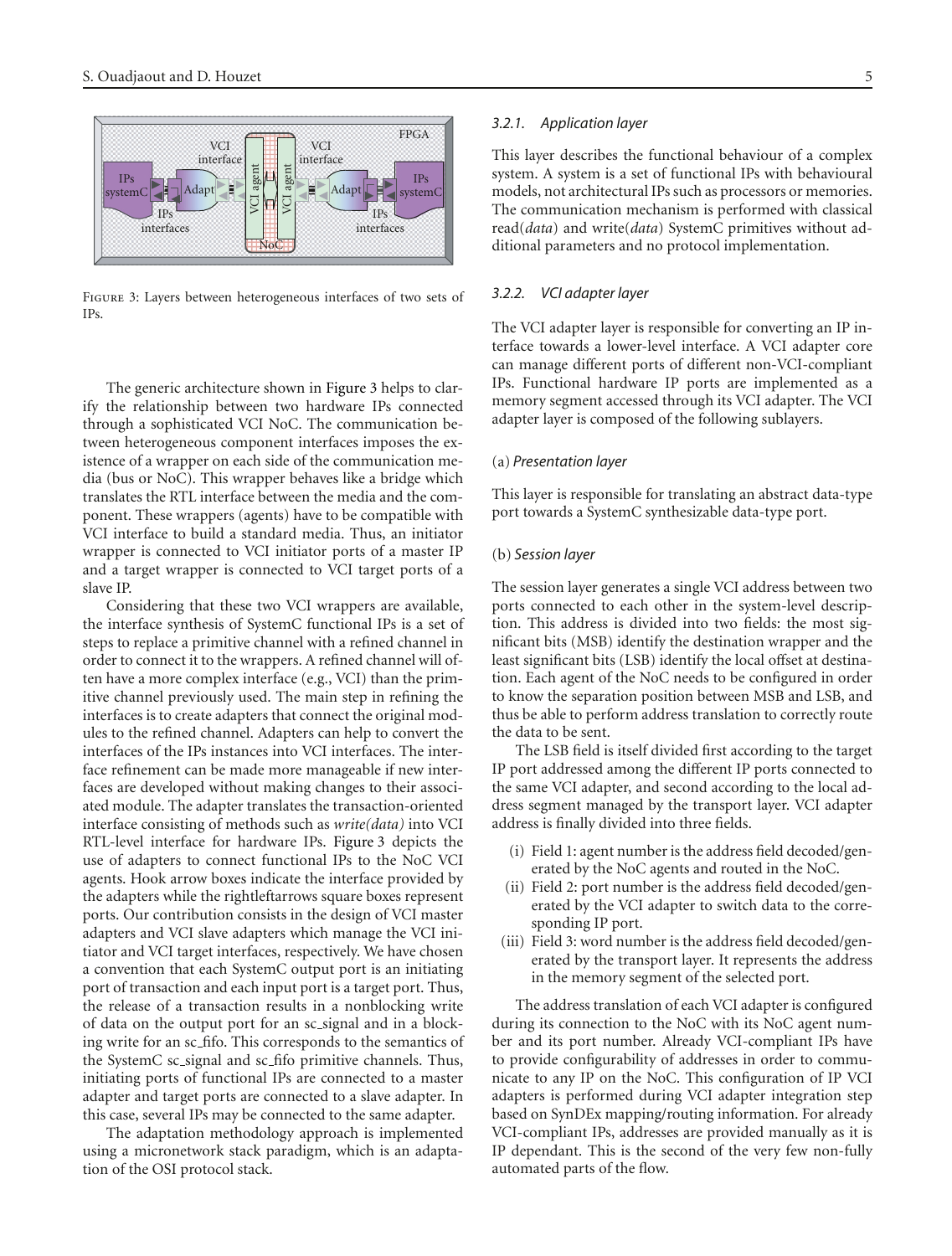Figure 3: Layers between heterogeneous interfaces of two sets of IPs.

The generic architecture shown in Figure 3 helps to clarify the relationship between two hardware IPs connected through a sophisticated VCI NoC. The communication between heterogeneous component interfaces imposes the existence of a wrapper on each side of the communication media (bus or NoC). This wrapper behaves like a bridge which translates the RTL interface between the media and the component. These wrappers (agents) have to be compatible with VCI interface to build a standard media. Thus, an initiator wrapper is connected to VCI initiator ports of a master IP and a target wrapper is connected to VCI target ports of a slave IP.

Considering that these two VCI wrappers are available, the interface synthesis of SystemC functional IPs is a set of steps to replace a primitive channel with a refined channel in order to connect it to the wrappers. A refined channel will often have a more complex interface (e.g., VCI) than the primitive channel previously used. The main step in refining the interfaces is to create adapters that connect the original modules to the refined channel. Adapters can help to convert the interfaces of the IPs instances into VCI interfaces. The interface refinement can be made more manageable if new interfaces are developed without making changes to their associated module. The adapter translates the transaction-oriented interface consisting of methods such as *write(data)* into VCI RTL-level interface for hardware IPs. Figure 3 depicts the use of adapters to connect functional IPs to the NoC VCI agents. Hook arrow boxes indicate the interface provided by the adapters while the rightleftarrows square boxes represent ports. Our contribution consists in the design of VCI master adapters and VCI slave adapters which manage the VCI initiator and VCI target interfaces, respectively. We have chosen a convention that each SystemC output port is an initiating port of transaction and each input port is a target port. Thus, the release of a transaction results in a nonblocking write of data on the output port for an sc_signal and in a blocking write for an sc_fifo. This corresponds to the semantics of the SystemC sc_signal and sc_fifo primitive channels. Thus, initiating ports of functional IPs are connected to a master adapter and target ports are connected to a slave adapter. In this case, several IPs may be connected to the same adapter.

The adaptation methodology approach is implemented using a micronetwork stack paradigm, which is an adaptation of the OSI protocol stack.

#### 3.2.1. Application layer

This layer describes the functional behaviour of a complex system. A system is a set of functional IPs with behavioural models, not architectural IPs such as processors or memories. The communication mechanism is performed with classical read(*data*) and write(*data*) SystemC primitives without additional parameters and no protocol implementation.

#### 3.2.2. VCI adapter layer

The VCI adapter layer is responsible for converting an IP interface towards a lower-level interface. A VCI adapter core can manage different ports of different non-VCI-compliant IPs. Functional hardware IP ports are implemented as a memory segment accessed through its VCI adapter. The VCI adapter layer is composed of the following sublayers.

(a) *Presentation layer*

This layer is responsible for translating an abstract data-type port towards a SystemC synthesizable data-type port.

(b) *Session layer*

The session layer generates a single VCI address between two ports connected to each other in the system-level description. This address is divided into two fields: the most significant bits (MSB) identify the destination wrapper and the least significant bits (LSB) identify the local offset at destination. Each agent of the NoC needs to be configured in order to know the separation position between MSB and LSB, and thus be able to perform address translation to correctly route the data to be sent.

The LSB field is itself divided first according to the target IP port addressed among the different IP ports connected to the same VCI adapter, and second according to the local address segment managed by the transport layer. VCI adapter address is finally divided into three fields.

- (i) Field 1: agent number is the address field decoded/generated by the NoC agents and routed in the NoC.
- (ii) Field 2: port number is the address field decoded/generated by the VCI adapter to switch data to the corresponding IP port.
- (iii) Field 3: word number is the address field decoded/generated by the transport layer. It represents the address in the memory segment of the selected port.

The address translation of each VCI adapter is configured during its connection to the NoC with its NoC agent number and its port number. Already VCI-compliant IPs have to provide configurability of addresses in order to communicate to any IP on the NoC. This configuration of IP VCI adapters is performed during VCI adapter integration step based on SynDEx mapping/routing information. For already VCI-compliant IPs, addresses are provided manually as it is IP dependant. This is the second of the very few non-fully automated parts of the flow.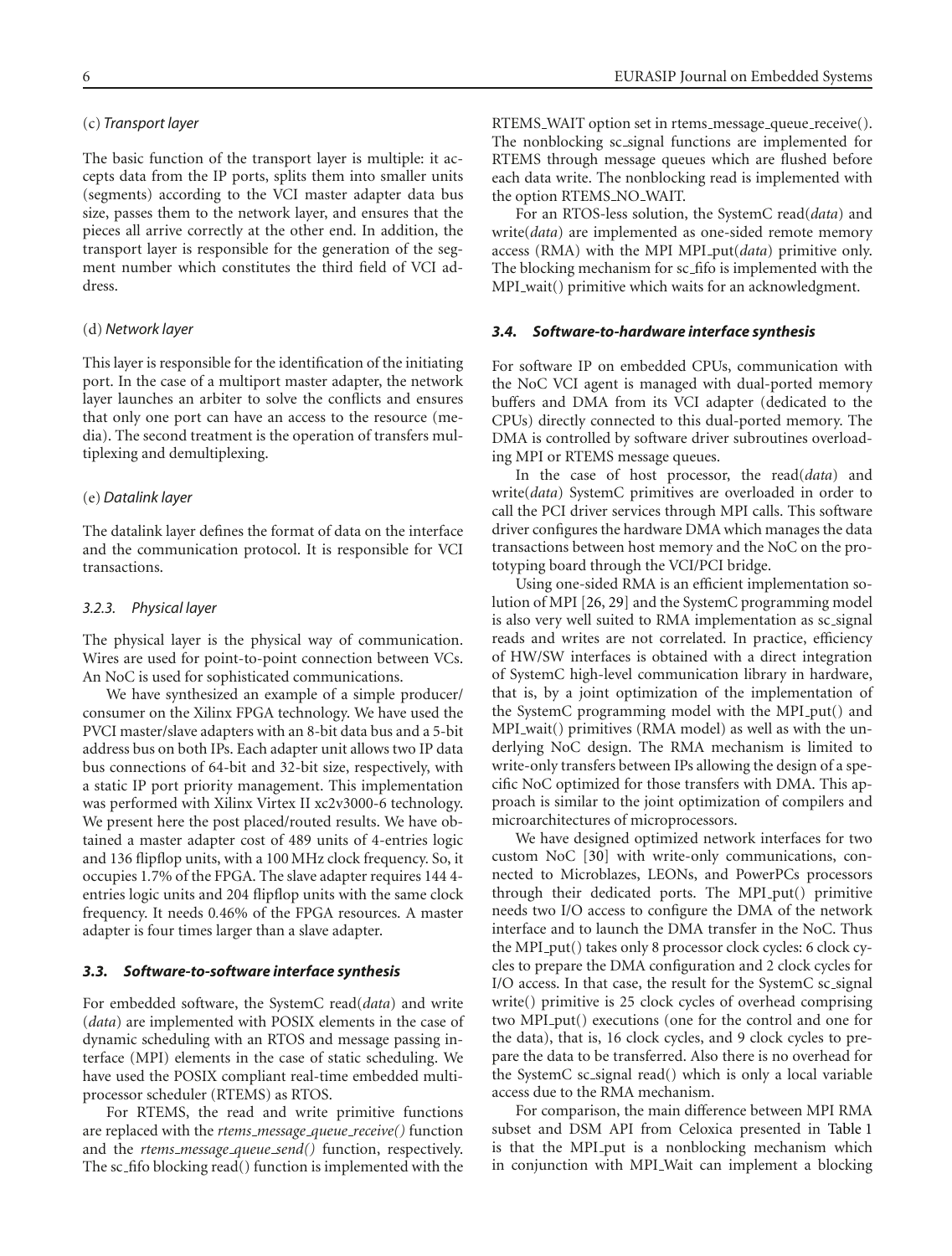(c) *Transport layer*

The basic function of the transport layer is multiple: it accepts data from the IP ports, splits them into smaller units (segments) according to the VCI master adapter data bus size, passes them to the network layer, and ensures that the pieces all arrive correctly at the other end. In addition, the transport layer is responsible for the generation of the segment number which constitutes the third field of VCI adress.

(d) *Network layer*

This layer is responsible for the identification of the initiating port. In the case of a multiport master adapter, the network layer launches an arbiter to solve the conflicts and ensures that only one port can have an access to the resource (media). The second treatment is the operation of transfers multiplexing and demultiplexing.

(e) *Datalink layer*

The datalink layer defines the format of data on the interface and the communication protocol. It is responsible for VCI transactions.

#### 3.2.3. Physical layer

The physical layer is the physical way of communication. Wires are used for point-to-point connection between VCs. An NoC is used for sophisticated communications.

We have synthesized an example of a simple producer/consumer on the Xilinx FPGA technology. We have used the PVCI master/slave adapters with an 8-bit data bus and a 5-bit address bus on both IPs. Each adapter unit allows two IP data bus connections of 64-bit and 32-bit size, respectively, with a static IP port priority management. This implementation was performed with Xilinx Virtex II xc2v3000-6 technology. We present here the post placed/routed results. We have obtained a master adapter cost of 489 units of 4-entries logic and 136 flipflop units, with a 100 MHz clock frequency. So, it occupies 1.7% of the FPGA. The slave adapter requires 144 4-entries logic units and 204 flipflop units with the same clock frequency. It needs 0.46% of the FPGA resources. A master adapter is four times larger than a slave adapter.

### 3.3. Software-to-software interface synthesis

For embedded software, the SystemC read(*data*) and write (*data*) are implemented with POSIX elements in the case of dynamic scheduling with an RTOS and message passing interface (MPI) elements in the case of static scheduling. We have used the POSIX compliant real-time embedded multiprocessor scheduler (RTEMS) as RTOS.

For RTEMS, the read and write primitive functions are replaced with the *rtems_message_queue_receive()* function and the *rtems_message_queue_send()* function, respectively. The sc_fifo blocking read() function is implemented with the RTEMS_WAIT option set in rtems_message_queue_receive(). The nonblocking sc_signal functions are implemented for RTEMS through message queues which are flushed before each data write. The nonblocking read is implemented with the option RTEMS_NO_WAIT.

For an RTOS-less solution, the SystemC read(*data*) and write(*data*) are implemented as one-sided remote memory access (RMA) with the MPI MPI_put(*data*) primitive only. The blocking mechanism for sc_fifo is implemented with the MPI_wait() primitive which waits for an acknowledgment.

### 3.4. Software-to-hardware interface synthesis

For software IP on embedded CPUs, communication with the NoC VCI agent is managed with dual-ported memory buffers and DMA from its VCI adapter (dedicated to the CPUs) directly connected to this dual-ported memory. The DMA is controlled by software driver subroutines overloading MPI or RTEMS message queues.

In the case of host processor, the read(*data*) and write(*data*) SystemC primitives are overloaded in order to call the PCI driver services through MPI calls. This software driver configures the hardware DMA which manages the data transactions between host memory and the NoC on the prototyping board through the VCI/PCI bridge.

Using one-sided RMA is an efficient implementation solution of MPI [26, 29] and the SystemC programming model is also very well suited to RMA implementation as sc_signal reads and writes are not correlated. In practice, efficiency of HW/SW interfaces is obtained with a direct integration of SystemC high-level communication library in hardware, that is, by a joint optimization of the implementation of the SystemC programming model with the MPI_put() and MPI_wait() primitives (RMA model) as well as with the underlying NoC design. The RMA mechanism is limited to write-only transfers between IPs allowing the design of a specific NoC optimized for those transfers with DMA. This approach is similar to the joint optimization of compilers and microarchitectures of microprocessors.

We have designed optimized network interfaces for two custom NoC [30] with write-only communications, connected to Microblazes, LEONs, and PowerPCs processors through their dedicated ports. The MPI_put() primitive needs two I/O access to configure the DMA of the network interface and to launch the DMA transfer in the NoC. Thus the MPI_put() takes only 8 processor clock cycles: 6 clock cycles to prepare the DMA configuration and 2 clock cycles for I/O access. In that case, the result for the SystemC sc_signal write() primitive is 25 clock cycles of overhead comprising two MPI_put() executions (one for the control and one for the data), that is, 16 clock cycles, and 9 clock cycles to prepare the data to be transferred. Also there is no overhead for the SystemC sc_signal read() which is only a local variable access due to the RMA mechanism.

For comparison, the main difference between MPI RMA subset and DSM API from Celoxica presented in Table 1 is that the MPI_put is a nonblocking mechanism which in conjunction with MPI_Wait can implement a blocking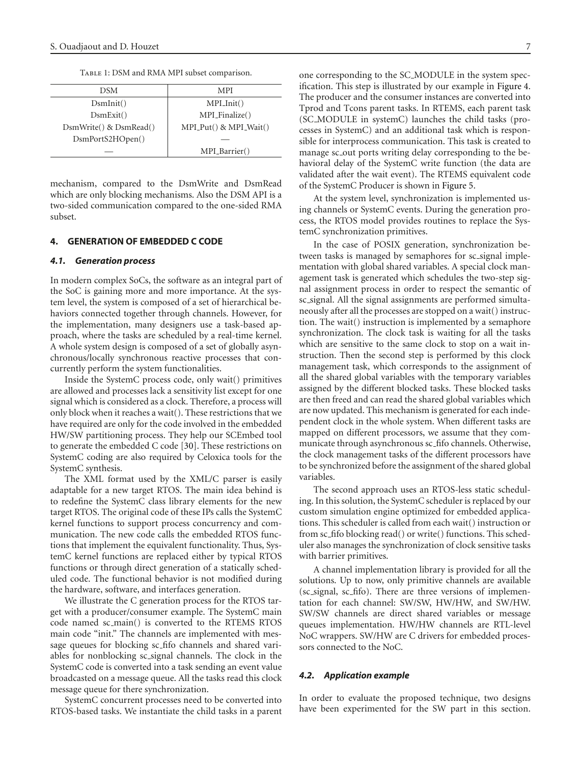Table 1: DSM and RMA MPI subset comparison.

| DSM | MPI |
|---|---|
| DsmInit() | MPI_Init() |
| DsmExit() | MPI_Finalize() |
| DsmWrite() & DsmRead() | MPI_Put() & MPI_Wait() |
| DsmPortS2HOpen() | — |
| — | MPI_Barrier() |

mechanism, compared to the DsmWrite and DsmRead which are only blocking mechanisms. Also the DSM API is a two-sided communication compared to the one-sided RMA subset.

## 4. GENERATION OF EMBEDDED C CODE

### 4.1. Generation process

In modern complex SoCs, the software as an integral part of the SoC is gaining more and more importance. At the system level, the system is composed of a set of hierarchical behaviors connected together through channels. However, for the implementation, many designers use a task-based approach, where the tasks are scheduled by a real-time kernel. A whole system design is composed of a set of globally asynchronous/locally synchronous reactive processes that concurrently perform the system functionalities.

Inside the SystemC process code, only wait() primitives are allowed and processes lack a sensitivity list except for one signal which is considered as a clock. Therefore, a process will only block when it reaches a wait(). These restrictions that we have required are only for the code involved in the embedded HW/SW partitioning process. They help our SCEmbed tool to generate the embedded C code [30]. These restrictions on SystemC coding are also required by Celoxica tools for the SystemC synthesis.

The XML format used by the XML/C parser is easily adaptable for a new target RTOS. The main idea behind is to redefine the SystemC class library elements for the new target RTOS. The original code of these IPs calls the SystemC kernel functions to support process concurrency and communication. The new code calls the embedded RTOS functions that implement the equivalent functionality. Thus, SystemC kernel functions are replaced either by typical RTOS functions or through direct generation of a statically scheduled code. The functional behavior is not modified during the hardware, software, and interfaces generation.

We illustrate the C generation process for the RTOS target with a producer/consumer example. The SystemC main code named sc_main() is converted to the RTEMS RTOS main code "init." The channels are implemented with message queues for blocking sc_fifo channels and shared variables for nonblocking sc_signal channels. The clock in the SystemC code is converted into a task sending an event value broadcasted on a message queue. All the tasks read this clock message queue for there synchronization.

SystemC concurrent processes need to be converted into RTOS-based tasks. We instantiate the child tasks in a parent one corresponding to the SC_MODULE in the system specification. This step is illustrated by our example in Figure 4. The producer and the consumer instances are converted into Tprod and Tcons parent tasks. In RTEMS, each parent task (SC_MODULE in systemC) launches the child tasks (processes in SystemC) and an additional task which is responsible for interprocess communication. This task is created to manage sc_out ports writing delay corresponding to the behavioral delay of the SystemC write function (the data are validated after the wait event). The RTEMS equivalent code of the SystemC Producer is shown in Figure 5.

At the system level, synchronization is implemented using channels or SystemC events. During the generation process, the RTOS model provides routines to replace the SystemC synchronization primitives.

In the case of POSIX generation, synchronization between tasks is managed by semaphores for sc_signal implementation with global shared variables. A special clock management task is generated which schedules the two-step signal assignment process in order to respect the semantic of sc_signal. All the signal assignments are performed simultaneously after all the processes are stopped on a wait() instruction. The wait() instruction is implemented by a semaphore synchronization. The clock task is waiting for all the tasks which are sensitive to the same clock to stop on a wait instruction. Then the second step is performed by this clock management task, which corresponds to the assignment of all the shared global variables with the temporary variables assigned by the different blocked tasks. These blocked tasks are then freed and can read the shared global variables which are now updated. This mechanism is generated for each independent clock in the whole system. When different tasks are mapped on different processors, we assume that they communicate through asynchronous sc_fifo channels. Otherwise, the clock management tasks of the different processors have to be synchronized before the assignment of the shared global variables.

The second approach uses an RTOS-less static scheduling. In this solution, the SystemC scheduler is replaced by our custom simulation engine optimized for embedded applications. This scheduler is called from each wait() instruction or from sc_fifo blocking read() or write() functions. This scheduler also manages the synchronization of clock sensitive tasks with barrier primitives.

A channel implementation library is provided for all the solutions. Up to now, only primitive channels are available (sc_signal, sc_fifo). There are three versions of implementation for each channel: SW/SW, HW/HW, and SW/HW. SW/SW channels are direct shared variables or message queues implementation. HW/HW channels are RTL-level NoC wrappers. SW/HW are C drivers for embedded processors connected to the NoC.

### 4.2. Application example

In order to evaluate the proposed technique, two designs have been experimented for the SW part in this section.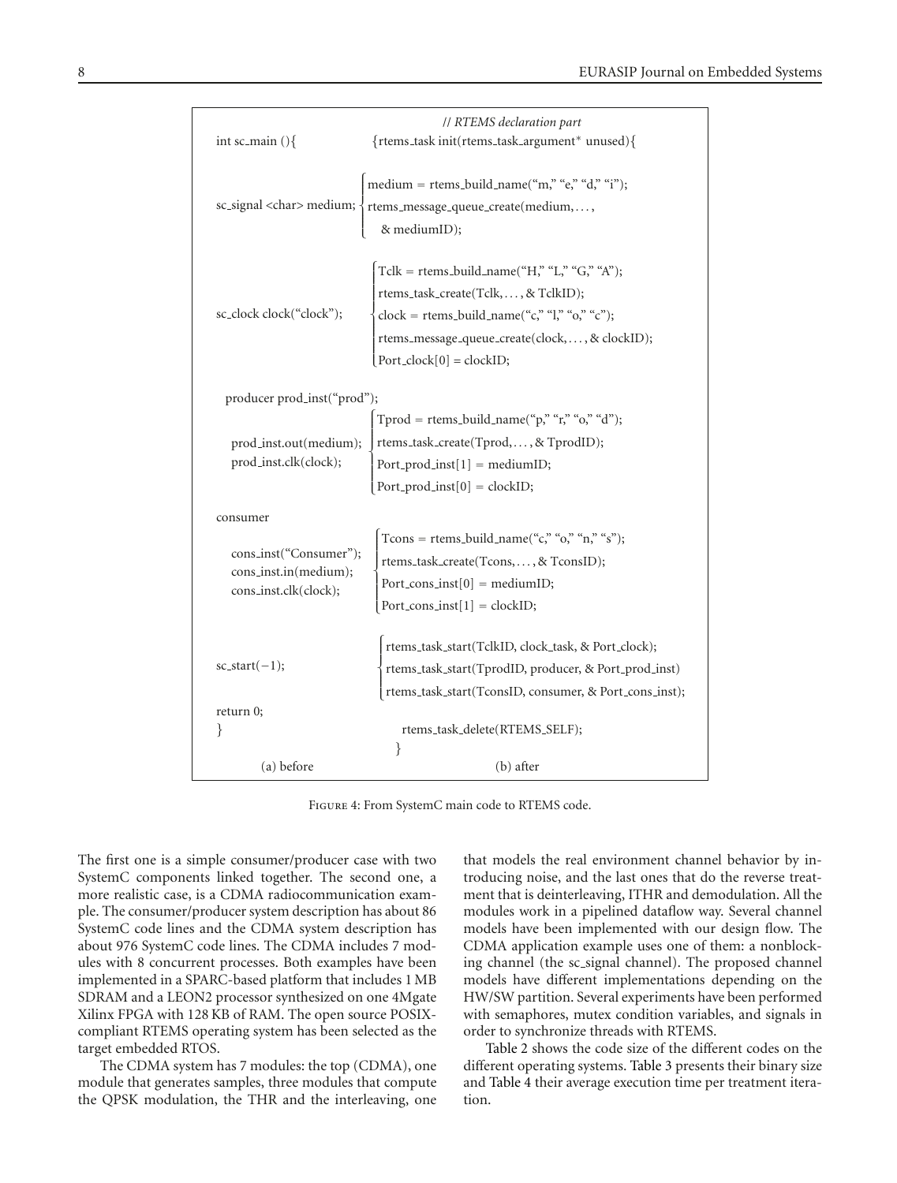| (a) before | (b) after |
|---|---|
| | // *RTEMS declaration part* |
| int sc_main (){ | {rtems_task init(rtems_task_argument* unused){ |
| sc_signal <char> medium; | medium = rtems_build_name("m," "e," "d," "i"); rtems_message_queue_create(medium, ..., & mediumID); |
| sc_clock clock("clock"); | Tclk = rtems_build_name("H," "L," "G," "A"); rtems_task_create(Tclk, ..., & TclkID); clock = rtems_build_name("c," "l," "o," "c"); rtems_message_queue_create(clock, ..., & clockID); Port_clock[0] = clockID; |
| producer prod_inst("prod"); prod_inst.out(medium); prod_inst.clk(clock); | Tprod = rtems_build_name("p," "r," "o," "d"); rtems_task_create(Tprod, ..., & TprodID); Port_prod_inst[1] = mediumID; Port_prod_inst[0] = clockID; |
| consumer cons_inst("Consumer"); cons_inst.in(medium); cons_inst.clk(clock); | Tcons = rtems_build_name("c," "o," "n," "s"); rtems_task_create(Tcons, ..., & TconsID); Port_cons_inst[0] = mediumID; Port_cons_inst[1] = clockID; |
| sc_start(−1); | rtems_task_start(TclkID, clock_task, & Port_clock); rtems_task_start(TprodID, producer, & Port_prod_inst) rtems_task_start(TconsID, consumer, & Port_cons_inst); |
| return 0; } | rtems_task_delete(RTEMS_SELF); } |

Figure 4: From SystemC main code to RTEMS code.

The first one is a simple consumer/producer case with two SystemC components linked together. The second one, a more realistic case, is a CDMA radiocommunication example. The consumer/producer system description has about 86 SystemC code lines and the CDMA system description has about 976 SystemC code lines. The CDMA includes 7 modules with 8 concurrent processes. Both examples have been implemented in a SPARC-based platform that includes 1 MB SDRAM and a LEON2 processor synthesized on one 4Mgate Xilinx FPGA with 128 KB of RAM. The open source POSIX-compliant RTEMS operating system has been selected as the target embedded RTOS.

The CDMA system has 7 modules: the top (CDMA), one module that generates samples, three modules that compute the QPSK modulation, the THR and the interleaving, one that models the real environment channel behavior by introducing noise, and the last ones that do the reverse treatment that is deinterleaving, ITHR and demodulation. All the modules work in a pipelined dataflow way. Several channel models have been implemented with our design flow. The CDMA application example uses one of them: a nonblocking channel (the sc_signal channel). The proposed channel models have different implementations depending on the HW/SW partition. Several experiments have been performed with semaphores, mutex condition variables, and signals in order to synchronize threads with RTEMS.

Table 2 shows the code size of the different codes on the different operating systems. Table 3 presents their binary size and Table 4 their average execution time per treatment iteration.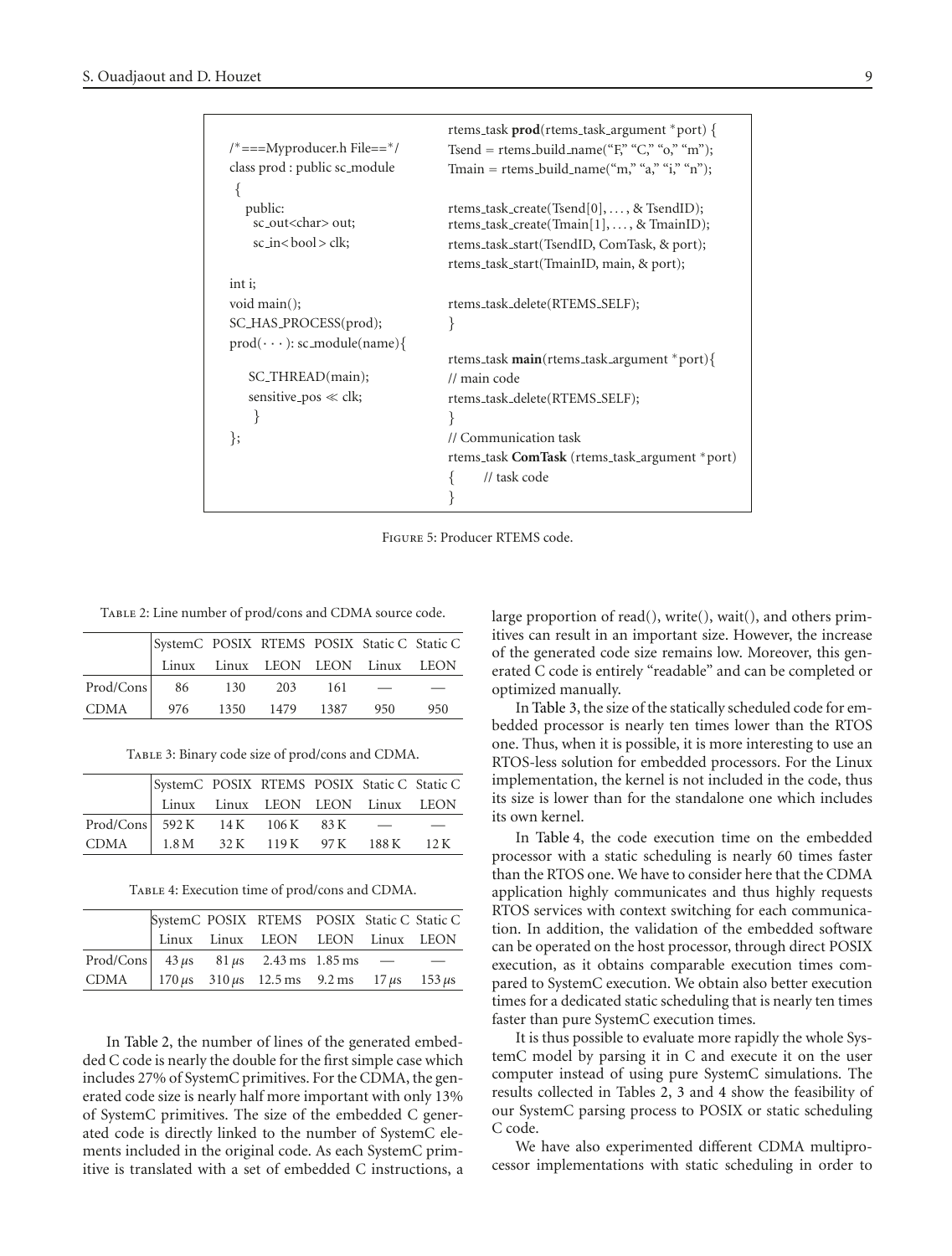```
/*===Myproducer.h File==*/
class prod : public sc_module
 {
   public:
     sc_out<char> out;
     sc_in<bool> clk;

int i;
void main();
SC_HAS_PROCESS(prod);
prod(···): sc_module(name){

    SC_THREAD(main);
    sensitive_pos << clk;
     }
};
```

```
rtems_task prod(rtems_task_argument *port) {
Tsend = rtems_build_name("F," "C," "o," "m");
Tmain = rtems_build_name("m," "a," "i," "n");

rtems_task_create(Tsend[0], ..., & TsendID);
rtems_task_create(Tmain[1], ..., & TmainID);
rtems_task_start(TsendID, ComTask, & port);
rtems_task_start(TmainID, main, & port);

rtems_task_delete(RTEMS_SELF);
}

rtems_task main(rtems_task_argument *port){
// main code
rtems_task_delete(RTEMS_SELF);
}
// Communication task
rtems_task ComTask (rtems_task_argument *port)
{      // task code
}
```

Figure 5: Producer RTEMS code.

Table 2: Line number of prod/cons and CDMA source code.

| | SystemC Linux | POSIX Linux | RTEMS LEON | POSIX LEON | Static C Linux | Static C LEON |
|---|---|---|---|---|---|---|
| Prod/Cons | 86 | 130 | 203 | 161 | — | — |
| CDMA | 976 | 1350 | 1479 | 1387 | 950 | 950 |

Table 3: Binary code size of prod/cons and CDMA.

| | SystemC Linux | POSIX Linux | RTEMS LEON | POSIX LEON | Static C Linux | Static C LEON |
|---|---|---|---|---|---|---|
| Prod/Cons | 592 K | 14 K | 106 K | 83 K | — | — |
| CDMA | 1.8 M | 32 K | 119 K | 97 K | 188 K | 12 K |

Table 4: Execution time of prod/cons and CDMA.

| | SystemC Linux | POSIX Linux | RTEMS LEON | POSIX LEON | Static C Linux | Static C LEON |
|---|---|---|---|---|---|---|
| Prod/Cons | 43 $\mu$s | 81 $\mu$s | 2.43 ms | 1.85 ms | — | — |
| CDMA | 170 $\mu$s | 310 $\mu$s | 12.5 ms | 9.2 ms | 17 $\mu$s | 153 $\mu$s |

In Table 2, the number of lines of the generated embedded C code is nearly the double for the first simple case which includes 27% of SystemC primitives. For the CDMA, the generated code size is nearly half more important with only 13% of SystemC primitives. The size of the embedded C generated code is directly linked to the number of SystemC elements included in the original code. As each SystemC primitive is translated with a set of embedded C instructions, a large proportion of read(), write(), wait(), and others primitives can result in an important size. However, the increase of the generated code size remains low. Moreover, this generated C code is entirely "readable" and can be completed or optimized manually.

In Table 3, the size of the statically scheduled code for embedded processor is nearly ten times lower than the RTOS one. Thus, when it is possible, it is more interesting to use an RTOS-less solution for embedded processors. For the Linux implementation, the kernel is not included in the code, thus its size is lower than for the standalone one which includes its own kernel.

In Table 4, the code execution time on the embedded processor with a static scheduling is nearly 60 times faster than the RTOS one. We have to consider here that the CDMA application highly communicates and thus highly requests RTOS services with context switching for each communication. In addition, the validation of the embedded software can be operated on the host processor, through direct POSIX execution, as it obtains comparable execution times compared to SystemC execution. We obtain also better execution times for a dedicated static scheduling that is nearly ten times faster than pure SystemC execution times.

It is thus possible to evaluate more rapidly the whole SystemC model by parsing it in C and execute it on the user computer instead of using pure SystemC simulations. The results collected in Tables 2, 3 and 4 show the feasibility of our SystemC parsing process to POSIX or static scheduling C code.

We have also experimented different CDMA multiprocessor implementations with static scheduling in order to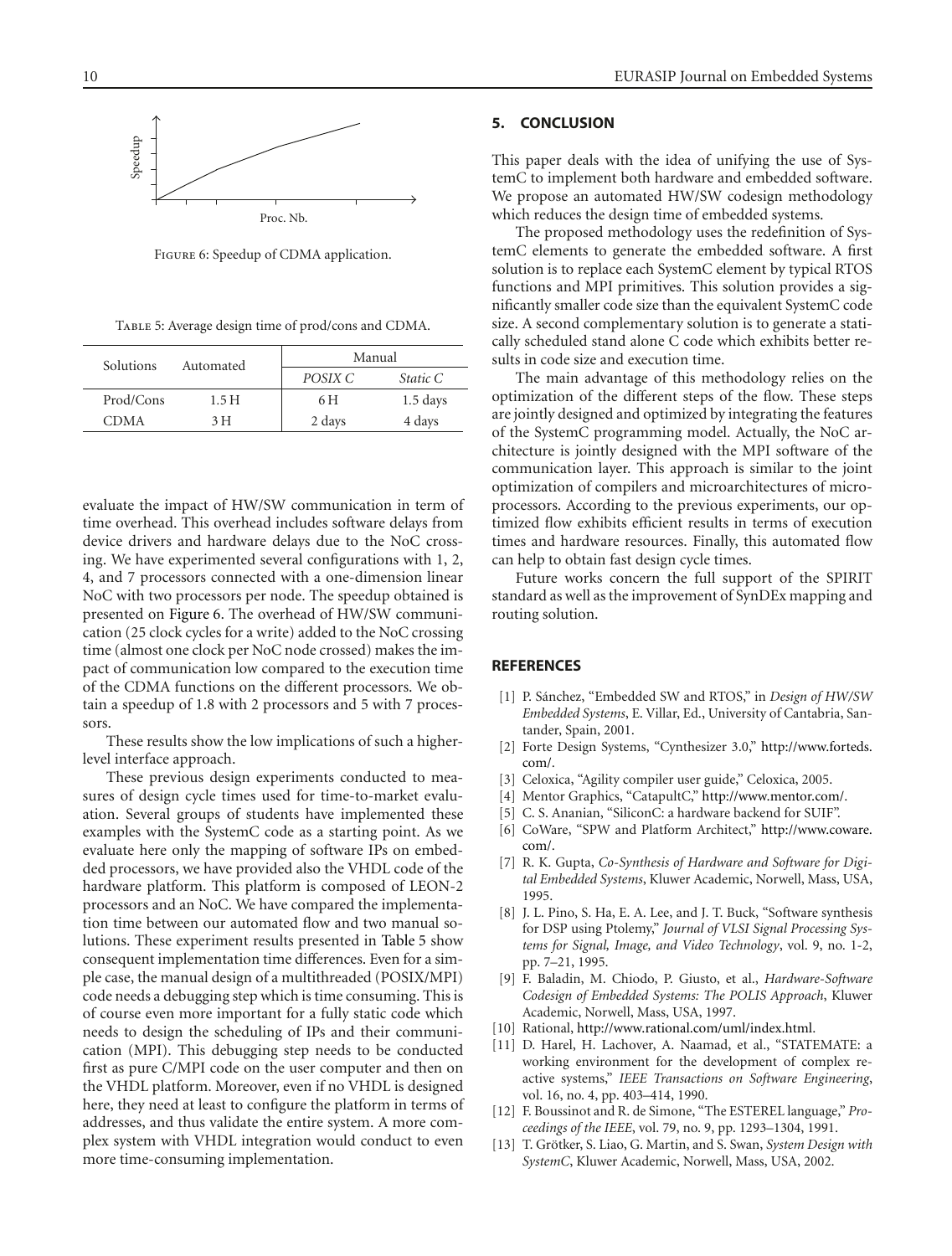Figure 6: Speedup of CDMA application.

Table 5: Average design time of prod/cons and CDMA.

| Solutions | Automated | Manual | |
|---|---|---|---|
| | | *POSIX C* | *Static C* |
| Prod/Cons | 1.5 H | 6 H | 1.5 days |
| CDMA | 3 H | 2 days | 4 days |

evaluate the impact of HW/SW communication in term of time overhead. This overhead includes software delays from device drivers and hardware delays due to the NoC crossing. We have experimented several configurations with 1, 2, 4, and 7 processors connected with a one-dimension linear NoC with two processors per node. The speedup obtained is presented on Figure 6. The overhead of HW/SW communication (25 clock cycles for a write) added to the NoC crossing time (almost one clock per NoC node crossed) makes the impact of communication low compared to the execution time of the CDMA functions on the different processors. We obtain a speedup of 1.8 with 2 processors and 5 with 7 processors.

These results show the low implications of such a higher-level interface approach.

These previous design experiments conducted to measures of design cycle times used for time-to-market evaluation. Several groups of students have implemented these examples with the SystemC code as a starting point. As we evaluate here only the mapping of software IPs on embedded processors, we have provided also the VHDL code of the hardware platform. This platform is composed of LEON-2 processors and an NoC. We have compared the implementation time between our automated flow and two manual solutions. These experiment results presented in Table 5 show consequent implementation time differences. Even for a simple case, the manual design of a multithreaded (POSIX/MPI) code needs a debugging step which is time consuming. This is of course even more important for a fully static code which needs to design the scheduling of IPs and their communication (MPI). This debugging step needs to be conducted first as pure C/MPI code on the user computer and then on the VHDL platform. Moreover, even if no VHDL is designed here, they need at least to configure the platform in terms of addresses, and thus validate the entire system. A more complex system with VHDL integration would conduct to even more time-consuming implementation.

## 5. CONCLUSION

This paper deals with the idea of unifying the use of SystemC to implement both hardware and embedded software. We propose an automated HW/SW codesign methodology which reduces the design time of embedded systems.

The proposed methodology uses the redefinition of SystemC elements to generate the embedded software. A first solution is to replace each SystemC element by typical RTOS functions and MPI primitives. This solution provides a significantly smaller code size than the equivalent SystemC code size. A second complementary solution is to generate a statically scheduled stand alone C code which exhibits better results in code size and execution time.

The main advantage of this methodology relies on the optimization of the different steps of the flow. These steps are jointly designed and optimized by integrating the features of the SystemC programming model. Actually, the NoC architecture is jointly designed with the MPI software of the communication layer. This approach is similar to the joint optimization of compilers and microarchitectures of microprocessors. According to the previous experiments, our optimized flow exhibits efficient results in terms of execution times and hardware resources. Finally, this automated flow can help to obtain fast design cycle times.

Future works concern the full support of the SPIRIT standard as well as the improvement of SynDEx mapping and routing solution.

## REFERENCES

[1] P. Sánchez, "Embedded SW and RTOS," in *Design of HW/SW Embedded Systems*, E. Villar, Ed., University of Cantabria, Santander, Spain, 2001.

[2] Forte Design Systems, "Cynthesizer 3.0," http://www.forteds.com/.

[3] Celoxica, "Agility compiler user guide," Celoxica, 2005.

[4] Mentor Graphics, "CatapultC," http://www.mentor.com/.

[5] C. S. Ananian, "SiliconC: a hardware backend for SUIF".

[6] CoWare, "SPW and Platform Architect," http://www.coware.com/.

[7] R. K. Gupta, *Co-Synthesis of Hardware and Software for Digital Embedded Systems*, Kluwer Academic, Norwell, Mass, USA, 1995.

[8] J. L. Pino, S. Ha, E. A. Lee, and J. T. Buck, "Software synthesis for DSP using Ptolemy," *Journal of VLSI Signal Processing Systems for Signal, Image, and Video Technology*, vol. 9, no. 1-2, pp. 7–21, 1995.

[9] F. Baladin, M. Chiodo, P. Giusto, et al., *Hardware-Software Codesign of Embedded Systems: The POLIS Approach*, Kluwer Academic, Norwell, Mass, USA, 1997.

[10] Rational, http://www.rational.com/uml/index.html.

[11] D. Harel, H. Lachover, A. Naamad, et al., "STATEMATE: a working environment for the development of complex reactive systems," *IEEE Transactions on Software Engineering*, vol. 16, no. 4, pp. 403–414, 1990.

[12] F. Boussinot and R. de Simone, "The ESTEREL language," *Proceedings of the IEEE*, vol. 79, no. 9, pp. 1293–1304, 1991.

[13] T. Grötker, S. Liao, G. Martin, and S. Swan, *System Design with SystemC*, Kluwer Academic, Norwell, Mass, USA, 2002.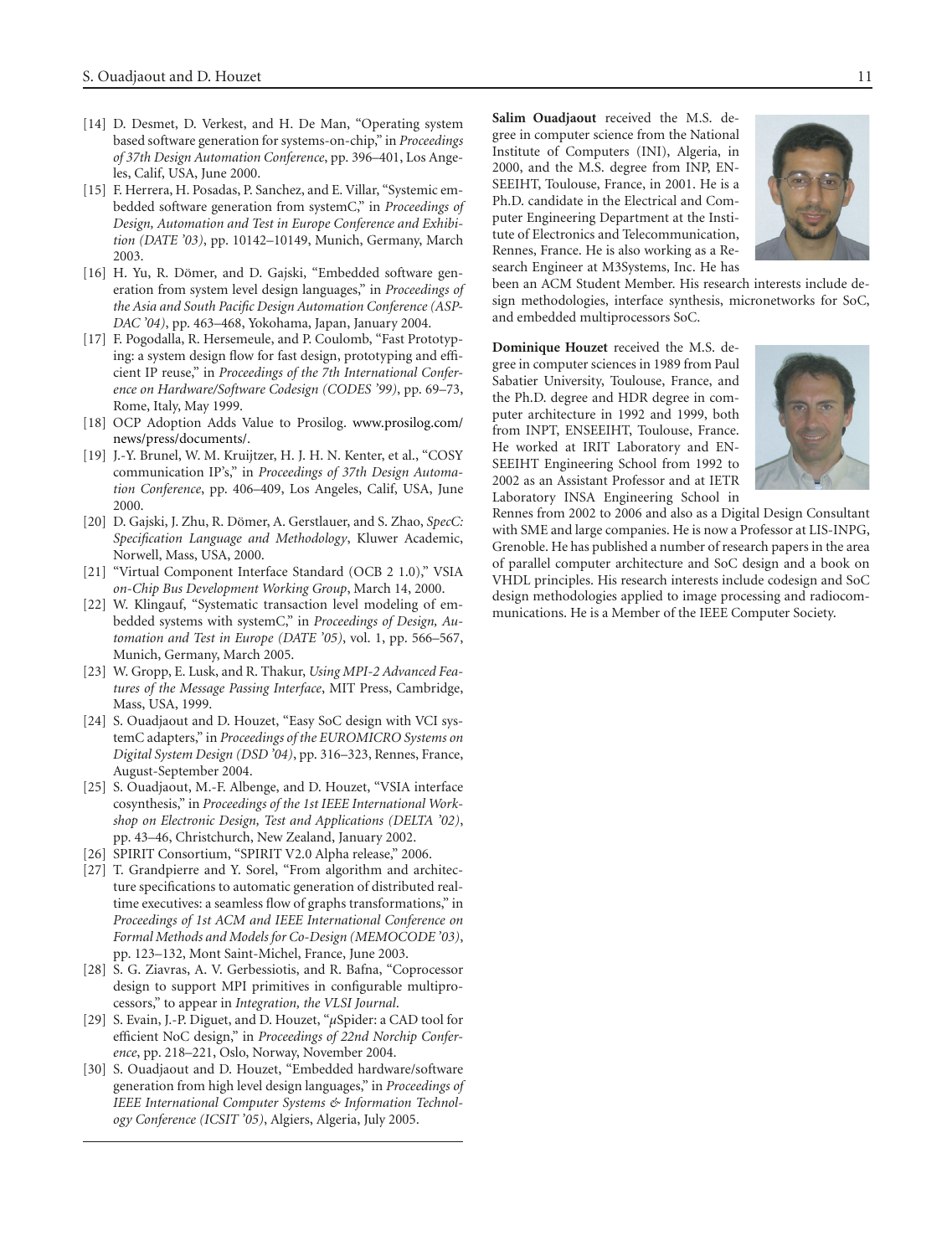[14] D. Desmet, D. Verkest, and H. De Man, "Operating system based software generation for systems-on-chip," in *Proceedings of 37th Design Automation Conference*, pp. 396–401, Los Angeles, Calif, USA, June 2000.

[15] F. Herrera, H. Posadas, P. Sanchez, and E. Villar, "Systemic embedded software generation from systemC," in *Proceedings of Design, Automation and Test in Europe Conference and Exhibition (DATE '03)*, pp. 10142–10149, Munich, Germany, March 2003.

[16] H. Yu, R. Dömer, and D. Gajski, "Embedded software generation from system level design languages," in *Proceedings of the Asia and South Pacific Design Automation Conference (ASP-DAC '04)*, pp. 463–468, Yokohama, Japan, January 2004.

[17] F. Pogodalla, R. Hersemeule, and P. Coulomb, "Fast Prototyping: a system design flow for fast design, prototyping and efficient IP reuse," in *Proceedings of the 7th International Conference on Hardware/Software Codesign (CODES '99)*, pp. 69–73, Rome, Italy, May 1999.

[18] OCP Adoption Adds Value to Prosilog. www.prosilog.com/news/press/documents/.

[19] J.-Y. Brunel, W. M. Kruijtzer, H. J. H. N. Kenter, et al., "COSY communication IP's," in *Proceedings of 37th Design Automation Conference*, pp. 406–409, Los Angeles, Calif, USA, June 2000.

[20] D. Gajski, J. Zhu, R. Dömer, A. Gerstlauer, and S. Zhao, *SpecC: Specification Language and Methodology*, Kluwer Academic, Norwell, Mass, USA, 2000.

[21] "Virtual Component Interface Standard (OCB 2 1.0)," VSIA *on-Chip Bus Development Working Group*, March 14, 2000.

[22] W. Klingauf, "Systematic transaction level modeling of embedded systems with systemC," in *Proceedings of Design, Automation and Test in Europe (DATE '05)*, vol. 1, pp. 566–567, Munich, Germany, March 2005.

[23] W. Gropp, E. Lusk, and R. Thakur, *Using MPI-2 Advanced Features of the Message Passing Interface*, MIT Press, Cambridge, Mass, USA, 1999.

[24] S. Ouadjaout and D. Houzet, "Easy SoC design with VCI systemC adapters," in *Proceedings of the EUROMICRO Systems on Digital System Design (DSD '04)*, pp. 316–323, Rennes, France, August-September 2004.

[25] S. Ouadjaout, M.-F. Albenge, and D. Houzet, "VSIA interface cosynthesis," in *Proceedings of the 1st IEEE International Workshop on Electronic Design, Test and Applications (DELTA '02)*, pp. 43–46, Christchurch, New Zealand, January 2002.

[26] SPIRIT Consortium, "SPIRIT V2.0 Alpha release," 2006.

[27] T. Grandpierre and Y. Sorel, "From algorithm and architecture specifications to automatic generation of distributed realtime executives: a seamless flow of graphs transformations," in *Proceedings of 1st ACM and IEEE International Conference on Formal Methods and Models for Co-Design (MEMOCODE '03)*, pp. 123–132, Mont Saint-Michel, France, June 2003.

[28] S. G. Ziavras, A. V. Gerbessiotis, and R. Bafna, "Coprocessor design to support MPI primitives in configurable multiprocessors," to appear in *Integration, the VLSI Journal*.

[29] S. Evain, J.-P. Diguet, and D. Houzet, "μSpider: a CAD tool for efficient NoC design," in *Proceedings of 22nd Norchip Conference*, pp. 218–221, Oslo, Norway, November 2004.

[30] S. Ouadjaout and D. Houzet, "Embedded hardware/software generation from high level design languages," in *Proceedings of IEEE International Computer Systems & Information Technology Conference (ICSIT '05)*, Algiers, Algeria, July 2005.

**Salim Ouadjaout** received the M.S. degree in computer science from the National Institute of Computers (INI), Algeria, in 2000, and the M.S. degree from INP, ENSEEIHT, Toulouse, France, in 2001. He is a Ph.D. candidate in the Electrical and Computer Engineering Department at the Institute of Electronics and Telecommunication, Rennes, France. He is also working as a Research Engineer at M3Systems, Inc. He has been an ACM Student Member. His research interests include design methodologies, interface synthesis, micronetworks for SoC, and embedded multiprocessors SoC.

**Dominique Houzet** received the M.S. degree in computer sciences in 1989 from Paul Sabatier University, Toulouse, France, and the Ph.D. degree and HDR degree in computer architecture in 1992 and 1999, both from INPT, ENSEEIHT, Toulouse, France. He worked at IRIT Laboratory and ENSEEIHT Engineering School from 1992 to 2002 as an Assistant Professor and at IETR Laboratory INSA Engineering School in Rennes from 2002 to 2006 and also as a Digital Design Consultant with SME and large companies. He is now a Professor at LIS-INPG, Grenoble. He has published a number of research papers in the area of parallel computer architecture and SoC design and a book on VHDL principles. His research interests include codesign and SoC design methodologies applied to image processing and radiocommunications. He is a Member of the IEEE Computer Society.